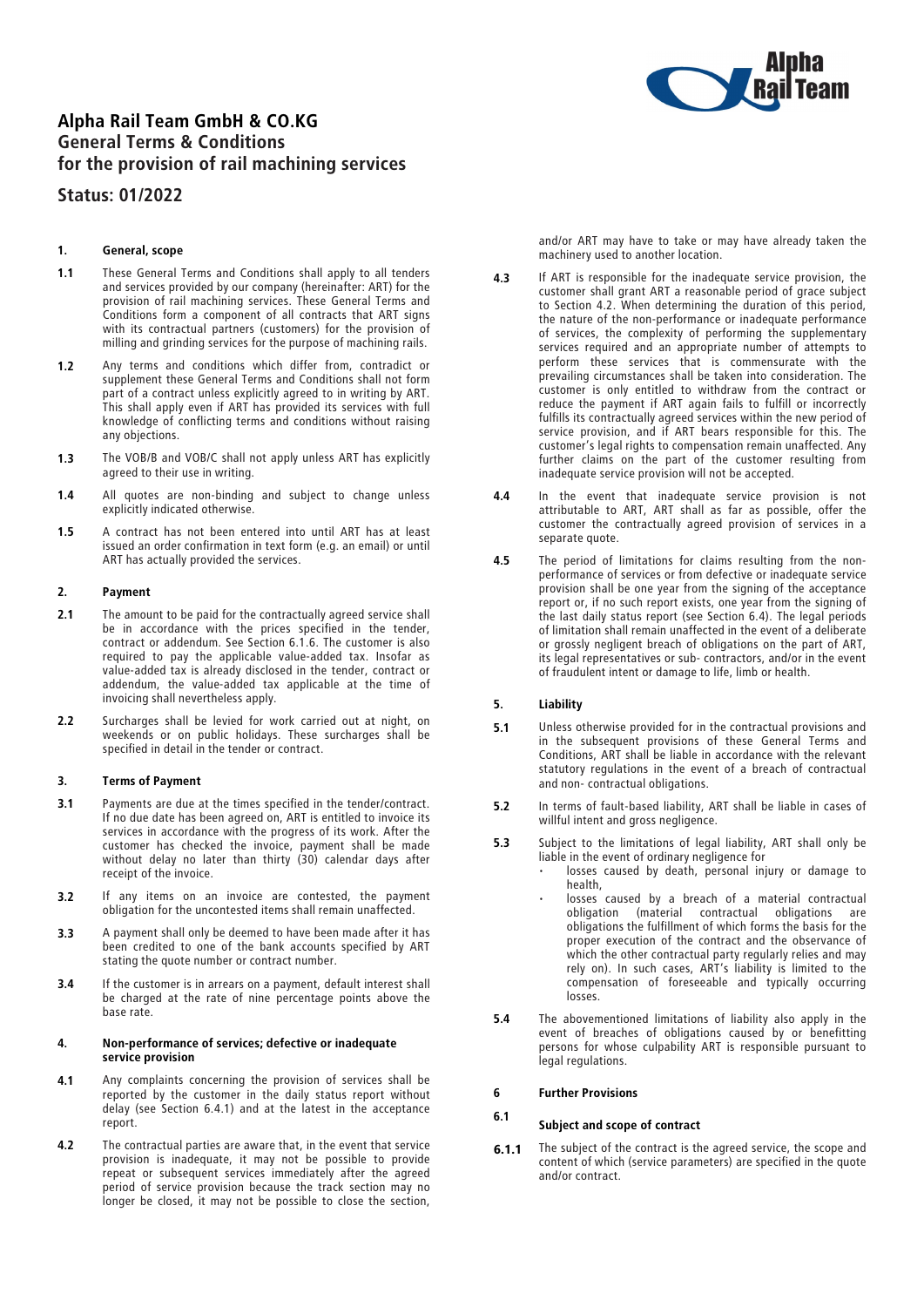# Alpha Rail Team GmbH & CO.KG
# General Terms & Conditions
# for the provision of rail machining services

## Status: 01/2022

### 1. General, scope

**1.1** These General Terms and Conditions shall apply to all tenders and services provided by our company (hereinafter: ART) for the provision of rail machining services. These General Terms and Conditions form a component of all contracts that ART signs with its contractual partners (customers) for the provision of milling and grinding services for the purpose of machining rails.

**1.2** Any terms and conditions which differ from, contradict or supplement these General Terms and Conditions shall not form part of a contract unless explicitly agreed to in writing by ART. This shall apply even if ART has provided its services with full knowledge of conflicting terms and conditions without raising any objections.

**1.3** The VOB/B and VOB/C shall not apply unless ART has explicitly agreed to their use in writing.

**1.4** All quotes are non-binding and subject to change unless explicitly indicated otherwise.

**1.5** A contract has not been entered into until ART has at least issued an order confirmation in text form (e.g. an email) or until ART has actually provided the services.

### 2. Payment

**2.1** The amount to be paid for the contractually agreed service shall be in accordance with the prices specified in the tender, contract or addendum. See Section 6.1.6. The customer is also required to pay the applicable value-added tax. Insofar as value-added tax is already disclosed in the tender, contract or addendum, the value-added tax applicable at the time of invoicing shall nevertheless apply.

**2.2** Surcharges shall be levied for work carried out at night, on weekends or on public holidays. These surcharges shall be specified in detail in the tender or contract.

### 3. Terms of Payment

**3.1** Payments are due at the times specified in the tender/contract. If no due date has been agreed on, ART is entitled to invoice its services in accordance with the progress of its work. After the customer has checked the invoice, payment shall be made without delay no later than thirty (30) calendar days after receipt of the invoice.

**3.2** If any items on an invoice are contested, the payment obligation for the uncontested items shall remain unaffected.

**3.3** A payment shall only be deemed to have been made after it has been credited to one of the bank accounts specified by ART stating the quote number or contract number.

**3.4** If the customer is in arrears on a payment, default interest shall be charged at the rate of nine percentage points above the base rate.

### 4. Non-performance of services; defective or inadequate service provision

**4.1** Any complaints concerning the provision of services shall be reported by the customer in the daily status report without delay (see Section 6.4.1) and at the latest in the acceptance report.

**4.2** The contractual parties are aware that, in the event that service provision is inadequate, it may not be possible to provide repeat or subsequent services immediately after the agreed period of service provision because the track section may no longer be closed, it may not be possible to close the section, and/or ART may have to take or may have already taken the machinery used to another location.

**4.3** If ART is responsible for the inadequate service provision, the customer shall grant ART a reasonable period of grace subject to Section 4.2. When determining the duration of this period, the nature of the non-performance or inadequate performance of services, the complexity of performing the supplementary services required and an appropriate number of attempts to perform these services that is commensurate with the prevailing circumstances shall be taken into consideration. The customer is only entitled to withdraw from the contract or reduce the payment if ART again fails to fulfill or incorrectly fulfills its contractually agreed services within the new period of service provision, and if ART bears responsible for this. The customer's legal rights to compensation remain unaffected. Any further claims on the part of the customer resulting from inadequate service provision will not be accepted.

**4.4** In the event that inadequate service provision is not attributable to ART, ART shall as far as possible, offer the customer the contractually agreed provision of services in a separate quote.

**4.5** The period of limitations for claims resulting from the non-performance of services or from defective or inadequate service provision shall be one year from the signing of the acceptance report or, if no such report exists, one year from the signing of the last daily status report (see Section 6.4). The legal periods of limitation shall remain unaffected in the event of a deliberate or grossly negligent breach of obligations on the part of ART, its legal representatives or sub- contractors, and/or in the event of fraudulent intent or damage to life, limb or health.

### 5. Liability

**5.1** Unless otherwise provided for in the contractual provisions and in the subsequent provisions of these General Terms and Conditions, ART shall be liable in accordance with the relevant statutory regulations in the event of a breach of contractual and non- contractual obligations.

**5.2** In terms of fault-based liability, ART shall be liable in cases of willful intent and gross negligence.

**5.3** Subject to the limitations of legal liability, ART shall only be liable in the event of ordinary negligence for

- losses caused by death, personal injury or damage to health,
- losses caused by a breach of a material contractual obligation (material contractual obligations are obligations the fulfillment of which forms the basis for the proper execution of the contract and the observance of which the other contractual party regularly relies and may rely on). In such cases, ART's liability is limited to the compensation of foreseeable and typically occurring losses.

**5.4** The abovementioned limitations of liability also apply in the event of breaches of obligations caused by or benefitting persons for whose culpability ART is responsible pursuant to legal regulations.

### 6 Further Provisions

#### 6.1 Subject and scope of contract

**6.1.1** The subject of the contract is the agreed service, the scope and content of which (service parameters) are specified in the quote and/or contract.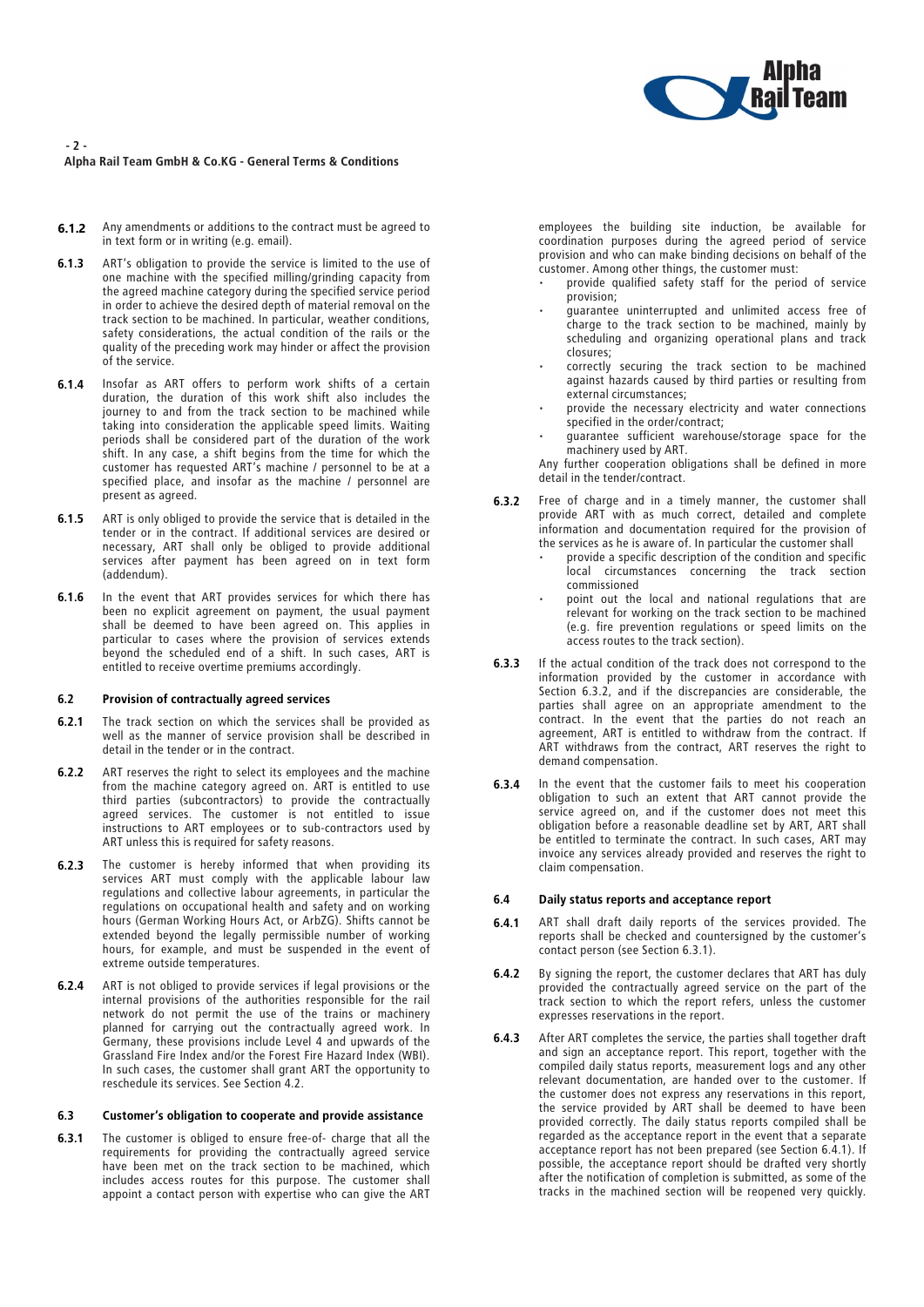**6.1.2** Any amendments or additions to the contract must be agreed to in text form or in writing (e.g. email).

**6.1.3** ART's obligation to provide the service is limited to the use of one machine with the specified milling/grinding capacity from the agreed machine category during the specified service period in order to achieve the desired depth of material removal on the track section to be machined. In particular, weather conditions, safety considerations, the actual condition of the rails or the quality of the preceding work may hinder or affect the provision of the service.

**6.1.4** Insofar as ART offers to perform work shifts of a certain duration, the duration of this work shift also includes the journey to and from the track section to be machined while taking into consideration the applicable speed limits. Waiting periods shall be considered part of the duration of the work shift. In any case, a shift begins from the time for which the customer has requested ART's machine / personnel to be at a specified place, and insofar as the machine / personnel are present as agreed.

**6.1.5** ART is only obliged to provide the service that is detailed in the tender or in the contract. If additional services are desired or necessary, ART shall only be obliged to provide additional services after payment has been agreed on in text form (addendum).

**6.1.6** In the event that ART provides services for which there has been no explicit agreement on payment, the usual payment shall be deemed to have been agreed on. This applies in particular to cases where the provision of services extends beyond the scheduled end of a shift. In such cases, ART is entitled to receive overtime premiums accordingly.

### 6.2 Provision of contractually agreed services

**6.2.1** The track section on which the services shall be provided as well as the manner of service provision shall be described in detail in the tender or in the contract.

**6.2.2** ART reserves the right to select its employees and the machine from the machine category agreed on. ART is entitled to use third parties (subcontractors) to provide the contractually agreed services. The customer is not entitled to issue instructions to ART employees or to sub-contractors used by ART unless this is required for safety reasons.

**6.2.3** The customer is hereby informed that when providing its services ART must comply with the applicable labour law regulations and collective labour agreements, in particular the regulations on occupational health and safety and on working hours (German Working Hours Act, or ArbZG). Shifts cannot be extended beyond the legally permissible number of working hours, for example, and must be suspended in the event of extreme outside temperatures.

**6.2.4** ART is not obliged to provide services if legal provisions or the internal provisions of the authorities responsible for the rail network do not permit the use of the trains or machinery planned for carrying out the contractually agreed work. In Germany, these provisions include Level 4 and upwards of the Grassland Fire Index and/or the Forest Fire Hazard Index (WBI). In such cases, the customer shall grant ART the opportunity to reschedule its services. See Section 4.2.

### 6.3 Customer's obligation to cooperate and provide assistance

**6.3.1** The customer is obliged to ensure free-of- charge that all the requirements for providing the contractually agreed service have been met on the track section to be machined, which includes access routes for this purpose. The customer shall appoint a contact person with expertise who can give the ART employees the building site induction, be available for coordination purposes during the agreed period of service provision and who can make binding decisions on behalf of the customer. Among other things, the customer must:

- provide qualified safety staff for the period of service provision;
- guarantee uninterrupted and unlimited access free of charge to the track section to be machined, mainly by scheduling and organizing operational plans and track closures;
- correctly securing the track section to be machined against hazards caused by third parties or resulting from external circumstances;
- provide the necessary electricity and water connections specified in the order/contract;
- guarantee sufficient warehouse/storage space for the machinery used by ART.

Any further cooperation obligations shall be defined in more detail in the tender/contract.

**6.3.2** Free of charge and in a timely manner, the customer shall provide ART with as much correct, detailed and complete information and documentation required for the provision of the services as he is aware of. In particular the customer shall

- provide a specific description of the condition and specific local circumstances concerning the track section commissioned
- point out the local and national regulations that are relevant for working on the track section to be machined (e.g. fire prevention regulations or speed limits on the access routes to the track section).

**6.3.3** If the actual condition of the track does not correspond to the information provided by the customer in accordance with Section 6.3.2, and if the discrepancies are considerable, the parties shall agree on an appropriate amendment to the contract. In the event that the parties do not reach an agreement, ART is entitled to withdraw from the contract. If ART withdraws from the contract, ART reserves the right to demand compensation.

**6.3.4** In the event that the customer fails to meet his cooperation obligation to such an extent that ART cannot provide the service agreed on, and if the customer does not meet this obligation before a reasonable deadline set by ART, ART shall be entitled to terminate the contract. In such cases, ART may invoice any services already provided and reserves the right to claim compensation.

### 6.4 Daily status reports and acceptance report

**6.4.1** ART shall draft daily reports of the services provided. The reports shall be checked and countersigned by the customer's contact person (see Section 6.3.1).

**6.4.2** By signing the report, the customer declares that ART has duly provided the contractually agreed service on the part of the track section to which the report refers, unless the customer expresses reservations in the report.

**6.4.3** After ART completes the service, the parties shall together draft and sign an acceptance report. This report, together with the compiled daily status reports, measurement logs and any other relevant documentation, are handed over to the customer. If the customer does not express any reservations in this report, the service provided by ART shall be deemed to have been provided correctly. The daily status reports compiled shall be regarded as the acceptance report in the event that a separate acceptance report has not been prepared (see Section 6.4.1). If possible, the acceptance report should be drafted very shortly after the notification of completion is submitted, as some of the tracks in the machined section will be reopened very quickly.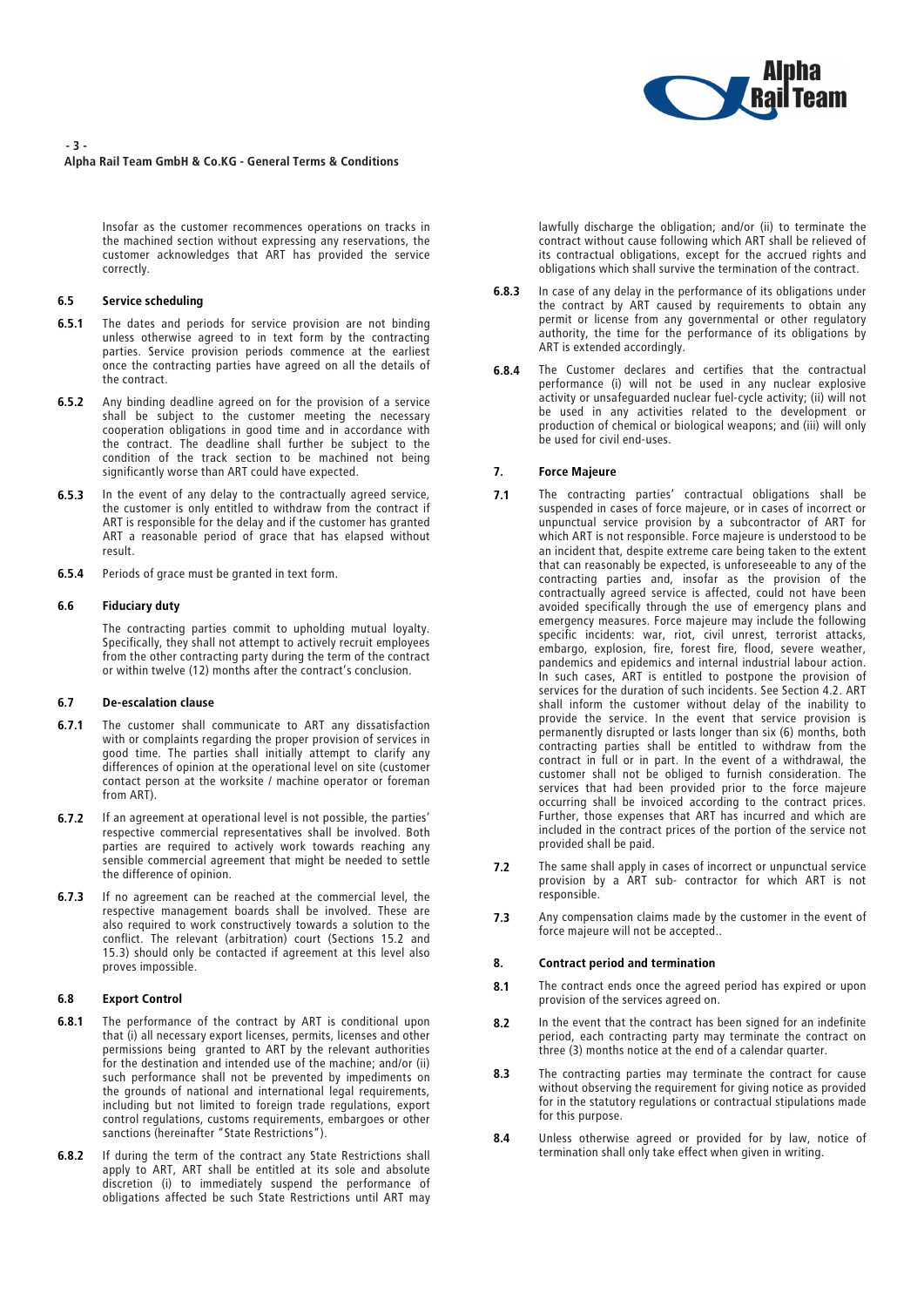Insofar as the customer recommences operations on tracks in the machined section without expressing any reservations, the customer acknowledges that ART has provided the service correctly.

### 6.5 Service scheduling

**6.5.1** The dates and periods for service provision are not binding unless otherwise agreed to in text form by the contracting parties. Service provision periods commence at the earliest once the contracting parties have agreed on all the details of the contract.

**6.5.2** Any binding deadline agreed on for the provision of a service shall be subject to the customer meeting the necessary cooperation obligations in good time and in accordance with the contract. The deadline shall further be subject to the condition of the track section to be machined not being significantly worse than ART could have expected.

**6.5.3** In the event of any delay to the contractually agreed service, the customer is only entitled to withdraw from the contract if ART is responsible for the delay and if the customer has granted ART a reasonable period of grace that has elapsed without result.

**6.5.4** Periods of grace must be granted in text form.

### 6.6 Fiduciary duty

The contracting parties commit to upholding mutual loyalty. Specifically, they shall not attempt to actively recruit employees from the other contracting party during the term of the contract or within twelve (12) months after the contract's conclusion.

### 6.7 De-escalation clause

**6.7.1** The customer shall communicate to ART any dissatisfaction with or complaints regarding the proper provision of services in good time. The parties shall initially attempt to clarify any differences of opinion at the operational level on site (customer contact person at the worksite / machine operator or foreman from ART).

**6.7.2** If an agreement at operational level is not possible, the parties' respective commercial representatives shall be involved. Both parties are required to actively work towards reaching any sensible commercial agreement that might be needed to settle the difference of opinion.

**6.7.3** If no agreement can be reached at the commercial level, the respective management boards shall be involved. These are also required to work constructively towards a solution to the conflict. The relevant (arbitration) court (Sections 15.2 and 15.3) should only be contacted if agreement at this level also proves impossible.

### 6.8 Export Control

**6.8.1** The performance of the contract by ART is conditional upon that (i) all necessary export licenses, permits, licenses and other permissions being granted to ART by the relevant authorities for the destination and intended use of the machine; and/or (ii) such performance shall not be prevented by impediments on the grounds of national and international legal requirements, including but not limited to foreign trade regulations, export control regulations, customs requirements, embargoes or other sanctions (hereinafter "State Restrictions").

**6.8.2** If during the term of the contract any State Restrictions shall apply to ART, ART shall be entitled at its sole and absolute discretion (i) to immediately suspend the performance of obligations affected be such State Restrictions until ART may lawfully discharge the obligation; and/or (ii) to terminate the contract without cause following which ART shall be relieved of its contractual obligations, except for the accrued rights and obligations which shall survive the termination of the contract.

**6.8.3** In case of any delay in the performance of its obligations under the contract by ART caused by requirements to obtain any permit or license from any governmental or other regulatory authority, the time for the performance of its obligations by ART is extended accordingly.

**6.8.4** The Customer declares and certifies that the contractual performance (i) will not be used in any nuclear explosive activity or unsafeguarded nuclear fuel-cycle activity; (ii) will not be used in any activities related to the development or production of chemical or biological weapons; and (iii) will only be used for civil end-uses.

## 7. Force Majeure

**7.1** The contracting parties' contractual obligations shall be suspended in cases of force majeure, or in cases of incorrect or unpunctual service provision by a subcontractor of ART for which ART is not responsible. Force majeure is understood to be an incident that, despite extreme care being taken to the extent that can reasonably be expected, is unforeseeable to any of the contracting parties and, insofar as the provision of the contractually agreed service is affected, could not have been avoided specifically through the use of emergency plans and emergency measures. Force majeure may include the following specific incidents: war, riot, civil unrest, terrorist attacks, embargo, explosion, fire, forest fire, flood, severe weather, pandemics and epidemics and internal industrial labour action. In such cases, ART is entitled to postpone the provision of services for the duration of such incidents. See Section 4.2. ART shall inform the customer without delay of the inability to provide the service. In the event that service provision is permanently disrupted or lasts longer than six (6) months, both contracting parties shall be entitled to withdraw from the contract in full or in part. In the event of a withdrawal, the customer shall not be obliged to furnish consideration. The services that had been provided prior to the force majeure occurring shall be invoiced according to the contract prices. Further, those expenses that ART has incurred and which are included in the contract prices of the portion of the service not provided shall be paid.

**7.2** The same shall apply in cases of incorrect or unpunctual service provision by a ART sub- contractor for which ART is not responsible.

**7.3** Any compensation claims made by the customer in the event of force majeure will not be accepted..

## 8. Contract period and termination

**8.1** The contract ends once the agreed period has expired or upon provision of the services agreed on.

**8.2** In the event that the contract has been signed for an indefinite period, each contracting party may terminate the contract on three (3) months notice at the end of a calendar quarter.

**8.3** The contracting parties may terminate the contract for cause without observing the requirement for giving notice as provided for in the statutory regulations or contractual stipulations made for this purpose.

**8.4** Unless otherwise agreed or provided for by law, notice of termination shall only take effect when given in writing.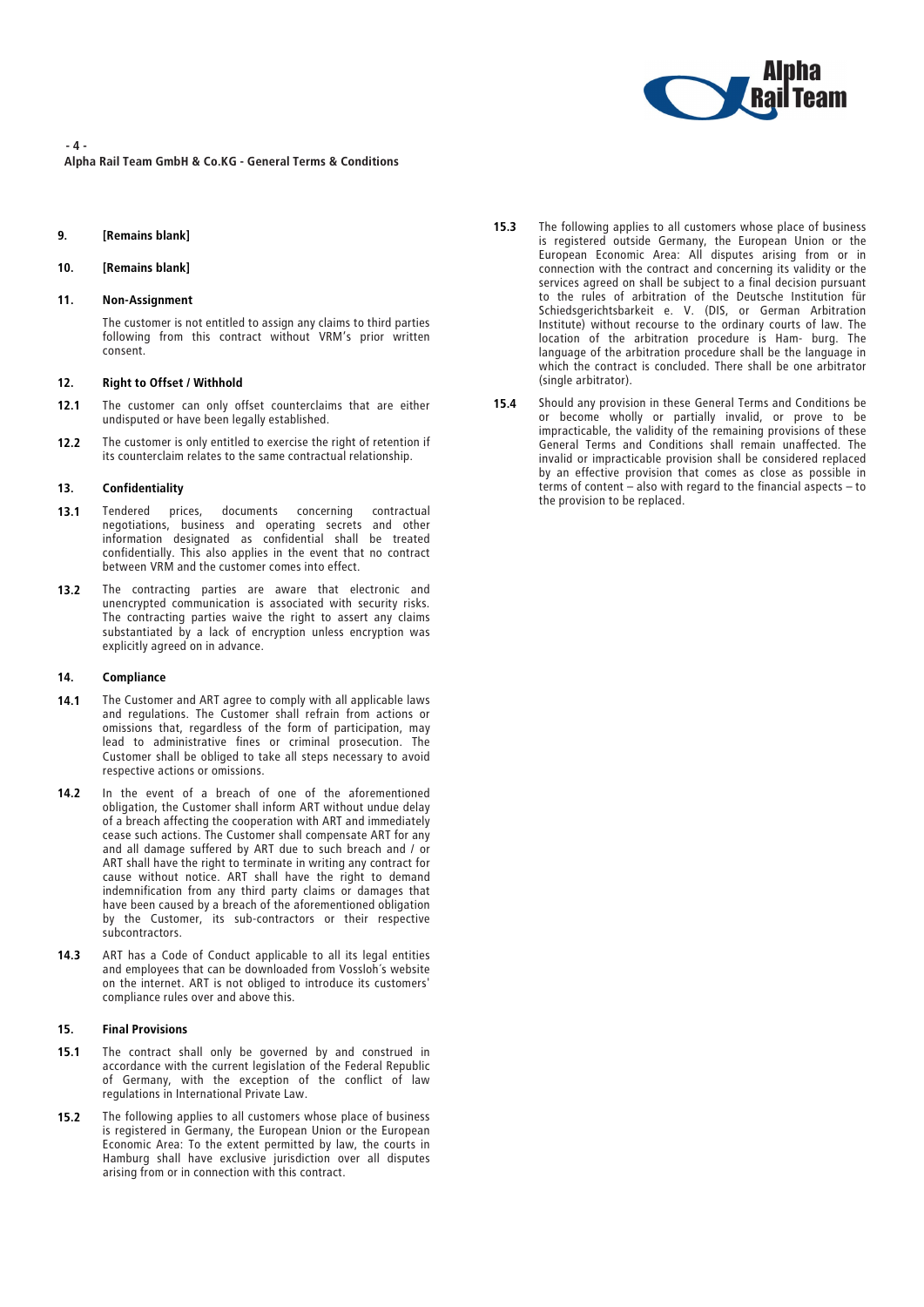## 9. [Remains blank]

## 10. [Remains blank]

## 11. Non-Assignment

The customer is not entitled to assign any claims to third parties following from this contract without VRM's prior written consent.

## 12. Right to Offset / Withhold

**12.1** The customer can only offset counterclaims that are either undisputed or have been legally established.

**12.2** The customer is only entitled to exercise the right of retention if its counterclaim relates to the same contractual relationship.

## 13. Confidentiality

**13.1** Tendered prices, documents concerning contractual negotiations, business and operating secrets and other information designated as confidential shall be treated confidentially. This also applies in the event that no contract between VRM and the customer comes into effect.

**13.2** The contracting parties are aware that electronic and unencrypted communication is associated with security risks. The contracting parties waive the right to assert any claims substantiated by a lack of encryption unless encryption was explicitly agreed on in advance.

## 14. Compliance

**14.1** The Customer and ART agree to comply with all applicable laws and regulations. The Customer shall refrain from actions or omissions that, regardless of the form of participation, may lead to administrative fines or criminal prosecution. The Customer shall be obliged to take all steps necessary to avoid respective actions or omissions.

**14.2** In the event of a breach of one of the aforementioned obligation, the Customer shall inform ART without undue delay of a breach affecting the cooperation with ART and immediately cease such actions. The Customer shall compensate ART for any and all damage suffered by ART due to such breach and / or ART shall have the right to terminate in writing any contract for cause without notice. ART shall have the right to demand indemnification from any third party claims or damages that have been caused by a breach of the aforementioned obligation by the Customer, its sub-contractors or their respective subcontractors.

**14.3** ART has a Code of Conduct applicable to all its legal entities and employees that can be downloaded from Vossloh´s website on the internet. ART is not obliged to introduce its customers' compliance rules over and above this.

## 15. Final Provisions

**15.1** The contract shall only be governed by and construed in accordance with the current legislation of the Federal Republic of Germany, with the exception of the conflict of law regulations in International Private Law.

**15.2** The following applies to all customers whose place of business is registered in Germany, the European Union or the European Economic Area: To the extent permitted by law, the courts in Hamburg shall have exclusive jurisdiction over all disputes arising from or in connection with this contract.

**15.3** The following applies to all customers whose place of business is registered outside Germany, the European Union or the European Economic Area: All disputes arising from or in connection with the contract and concerning its validity or the services agreed on shall be subject to a final decision pursuant to the rules of arbitration of the Deutsche Institution für Schiedsgerichtsbarkeit e. V. (DIS, or German Arbitration Institute) without recourse to the ordinary courts of law. The location of the arbitration procedure is Ham- burg. The language of the arbitration procedure shall be the language in which the contract is concluded. There shall be one arbitrator (single arbitrator).

**15.4** Should any provision in these General Terms and Conditions be or become wholly or partially invalid, or prove to be impracticable, the validity of the remaining provisions of these General Terms and Conditions shall remain unaffected. The invalid or impracticable provision shall be considered replaced by an effective provision that comes as close as possible in terms of content – also with regard to the financial aspects – to the provision to be replaced.